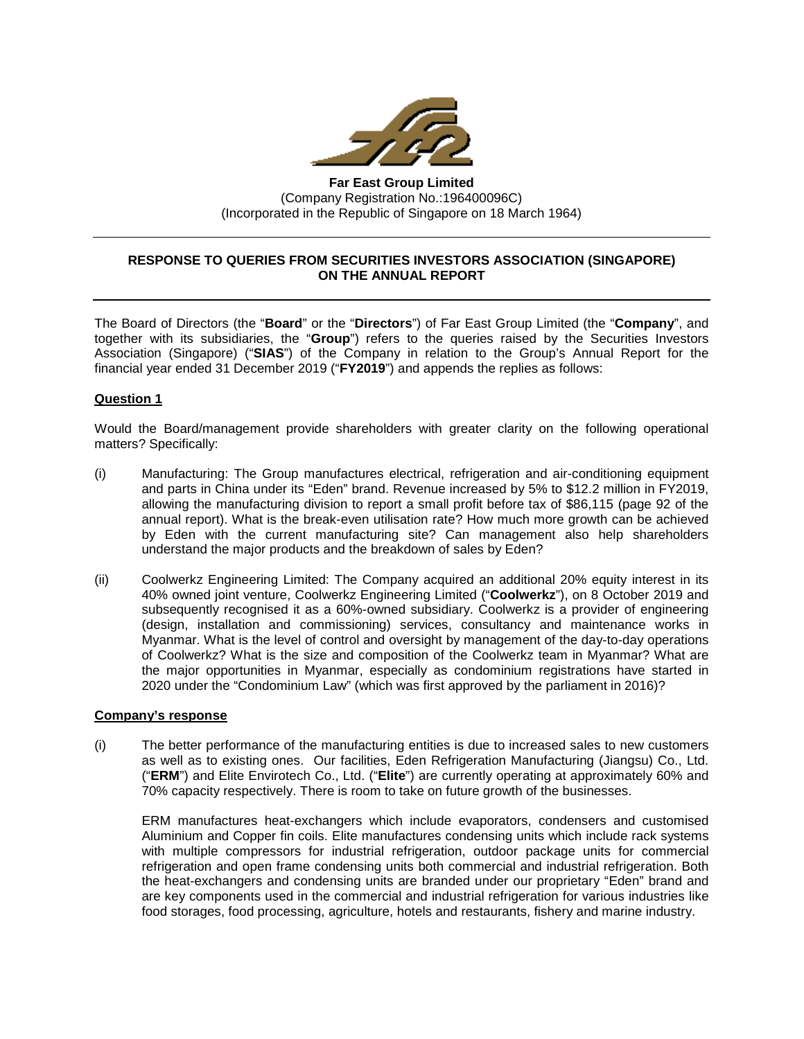**Far East Group Limited**
(Company Registration No.:196400096C)
(Incorporated in the Republic of Singapore on 18 March 1964)

---

## RESPONSE TO QUERIES FROM SECURITIES INVESTORS ASSOCIATION (SINGAPORE) ON THE ANNUAL REPORT

---

The Board of Directors (the "**Board**" or the "**Directors**") of Far East Group Limited (the "**Company**", and together with its subsidiaries, the "**Group**") refers to the queries raised by the Securities Investors Association (Singapore) ("**SIAS**") of the Company in relation to the Group's Annual Report for the financial year ended 31 December 2019 ("**FY2019**") and appends the replies as follows:

### Question 1

Would the Board/management provide shareholders with greater clarity on the following operational matters? Specifically:

(i) Manufacturing: The Group manufactures electrical, refrigeration and air-conditioning equipment and parts in China under its "Eden" brand. Revenue increased by 5% to $12.2 million in FY2019, allowing the manufacturing division to report a small profit before tax of $86,115 (page 92 of the annual report). What is the break-even utilisation rate? How much more growth can be achieved by Eden with the current manufacturing site? Can management also help shareholders understand the major products and the breakdown of sales by Eden?

(ii) Coolwerkz Engineering Limited: The Company acquired an additional 20% equity interest in its 40% owned joint venture, Coolwerkz Engineering Limited ("**Coolwerkz**"), on 8 October 2019 and subsequently recognised it as a 60%-owned subsidiary. Coolwerkz is a provider of engineering (design, installation and commissioning) services, consultancy and maintenance works in Myanmar. What is the level of control and oversight by management of the day-to-day operations of Coolwerkz? What is the size and composition of the Coolwerkz team in Myanmar? What are the major opportunities in Myanmar, especially as condominium registrations have started in 2020 under the "Condominium Law" (which was first approved by the parliament in 2016)?

### Company's response

(i) The better performance of the manufacturing entities is due to increased sales to new customers as well as to existing ones. Our facilities, Eden Refrigeration Manufacturing (Jiangsu) Co., Ltd. ("**ERM**") and Elite Envirotech Co., Ltd. ("**Elite**") are currently operating at approximately 60% and 70% capacity respectively. There is room to take on future growth of the businesses.

ERM manufactures heat-exchangers which include evaporators, condensers and customised Aluminium and Copper fin coils. Elite manufactures condensing units which include rack systems with multiple compressors for industrial refrigeration, outdoor package units for commercial refrigeration and open frame condensing units both commercial and industrial refrigeration. Both the heat-exchangers and condensing units are branded under our proprietary "Eden" brand and are key components used in the commercial and industrial refrigeration for various industries like food storages, food processing, agriculture, hotels and restaurants, fishery and marine industry.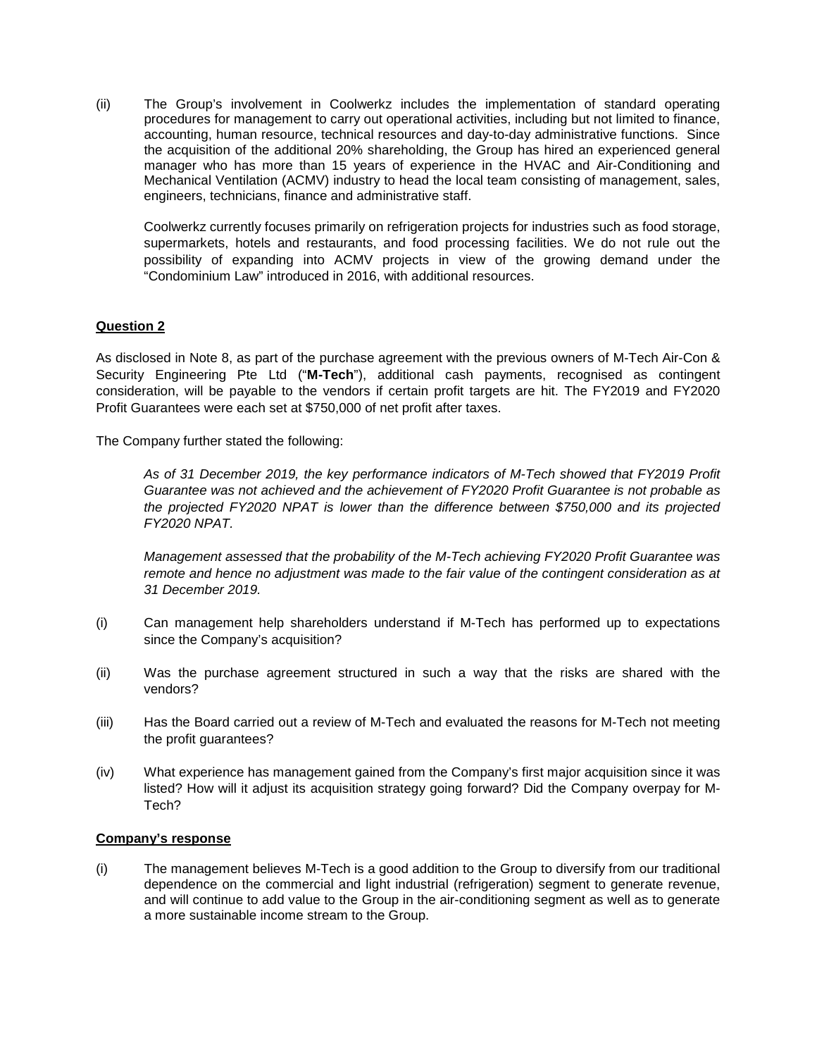(ii) The Group's involvement in Coolwerkz includes the implementation of standard operating procedures for management to carry out operational activities, including but not limited to finance, accounting, human resource, technical resources and day-to-day administrative functions. Since the acquisition of the additional 20% shareholding, the Group has hired an experienced general manager who has more than 15 years of experience in the HVAC and Air-Conditioning and Mechanical Ventilation (ACMV) industry to head the local team consisting of management, sales, engineers, technicians, finance and administrative staff.

Coolwerkz currently focuses primarily on refrigeration projects for industries such as food storage, supermarkets, hotels and restaurants, and food processing facilities. We do not rule out the possibility of expanding into ACMV projects in view of the growing demand under the "Condominium Law" introduced in 2016, with additional resources.

**Question 2**

As disclosed in Note 8, as part of the purchase agreement with the previous owners of M-Tech Air-Con & Security Engineering Pte Ltd ("**M-Tech**"), additional cash payments, recognised as contingent consideration, will be payable to the vendors if certain profit targets are hit. The FY2019 and FY2020 Profit Guarantees were each set at $750,000 of net profit after taxes.

The Company further stated the following:

> *As of 31 December 2019, the key performance indicators of M-Tech showed that FY2019 Profit Guarantee was not achieved and the achievement of FY2020 Profit Guarantee is not probable as the projected FY2020 NPAT is lower than the difference between $750,000 and its projected FY2020 NPAT.*
>
> *Management assessed that the probability of the M-Tech achieving FY2020 Profit Guarantee was remote and hence no adjustment was made to the fair value of the contingent consideration as at 31 December 2019.*

(i) Can management help shareholders understand if M-Tech has performed up to expectations since the Company's acquisition?

(ii) Was the purchase agreement structured in such a way that the risks are shared with the vendors?

(iii) Has the Board carried out a review of M-Tech and evaluated the reasons for M-Tech not meeting the profit guarantees?

(iv) What experience has management gained from the Company's first major acquisition since it was listed? How will it adjust its acquisition strategy going forward? Did the Company overpay for M-Tech?

**Company's response**

(i) The management believes M-Tech is a good addition to the Group to diversify from our traditional dependence on the commercial and light industrial (refrigeration) segment to generate revenue, and will continue to add value to the Group in the air-conditioning segment as well as to generate a more sustainable income stream to the Group.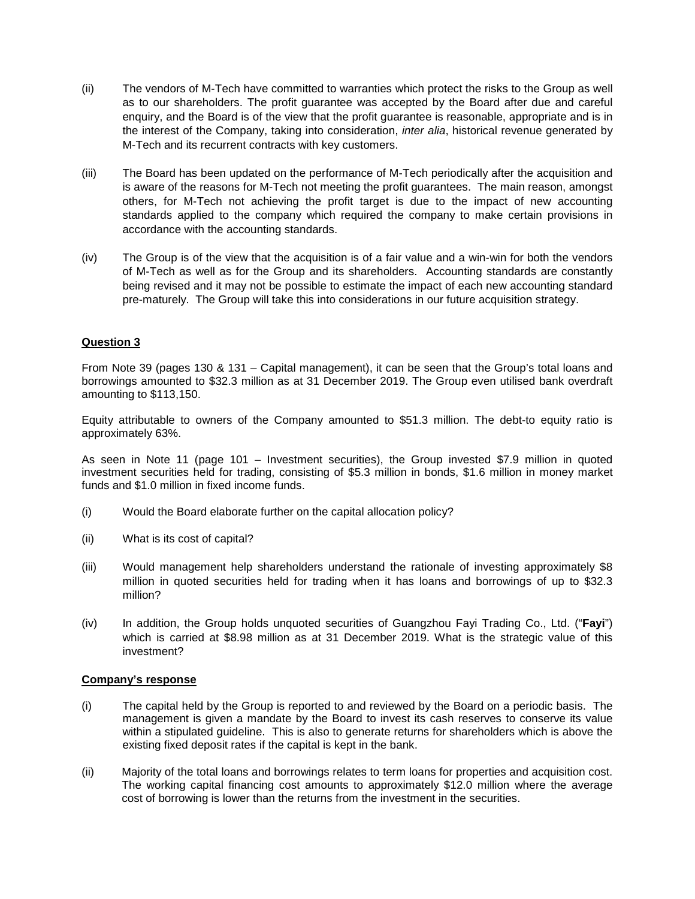(ii) The vendors of M-Tech have committed to warranties which protect the risks to the Group as well as to our shareholders. The profit guarantee was accepted by the Board after due and careful enquiry, and the Board is of the view that the profit guarantee is reasonable, appropriate and is in the interest of the Company, taking into consideration, *inter alia*, historical revenue generated by M-Tech and its recurrent contracts with key customers.

(iii) The Board has been updated on the performance of M-Tech periodically after the acquisition and is aware of the reasons for M-Tech not meeting the profit guarantees. The main reason, amongst others, for M-Tech not achieving the profit target is due to the impact of new accounting standards applied to the company which required the company to make certain provisions in accordance with the accounting standards.

(iv) The Group is of the view that the acquisition is of a fair value and a win-win for both the vendors of M-Tech as well as for the Group and its shareholders. Accounting standards are constantly being revised and it may not be possible to estimate the impact of each new accounting standard pre-maturely. The Group will take this into considerations in our future acquisition strategy.

**Question 3**

From Note 39 (pages 130 & 131 – Capital management), it can be seen that the Group's total loans and borrowings amounted to $32.3 million as at 31 December 2019. The Group even utilised bank overdraft amounting to $113,150.

Equity attributable to owners of the Company amounted to $51.3 million. The debt-to equity ratio is approximately 63%.

As seen in Note 11 (page 101 – Investment securities), the Group invested $7.9 million in quoted investment securities held for trading, consisting of $5.3 million in bonds, $1.6 million in money market funds and $1.0 million in fixed income funds.

(i) Would the Board elaborate further on the capital allocation policy?

(ii) What is its cost of capital?

(iii) Would management help shareholders understand the rationale of investing approximately $8 million in quoted securities held for trading when it has loans and borrowings of up to $32.3 million?

(iv) In addition, the Group holds unquoted securities of Guangzhou Fayi Trading Co., Ltd. ("**Fayi**") which is carried at $8.98 million as at 31 December 2019. What is the strategic value of this investment?

**Company's response**

(i) The capital held by the Group is reported to and reviewed by the Board on a periodic basis. The management is given a mandate by the Board to invest its cash reserves to conserve its value within a stipulated guideline. This is also to generate returns for shareholders which is above the existing fixed deposit rates if the capital is kept in the bank.

(ii) Majority of the total loans and borrowings relates to term loans for properties and acquisition cost. The working capital financing cost amounts to approximately $12.0 million where the average cost of borrowing is lower than the returns from the investment in the securities.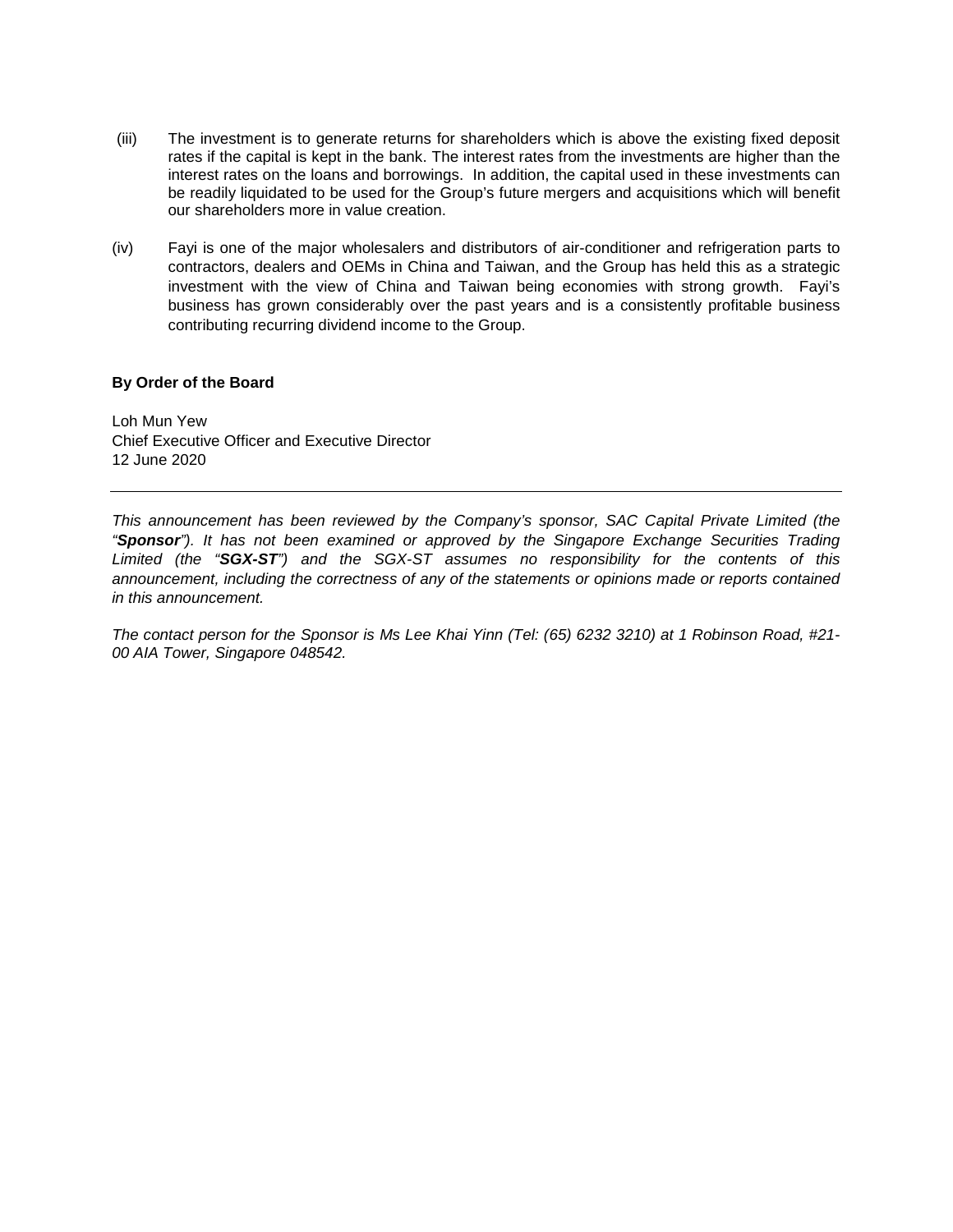(iii) The investment is to generate returns for shareholders which is above the existing fixed deposit rates if the capital is kept in the bank. The interest rates from the investments are higher than the interest rates on the loans and borrowings. In addition, the capital used in these investments can be readily liquidated to be used for the Group's future mergers and acquisitions which will benefit our shareholders more in value creation.

(iv) Fayi is one of the major wholesalers and distributors of air-conditioner and refrigeration parts to contractors, dealers and OEMs in China and Taiwan, and the Group has held this as a strategic investment with the view of China and Taiwan being economies with strong growth. Fayi's business has grown considerably over the past years and is a consistently profitable business contributing recurring dividend income to the Group.

**By Order of the Board**

Loh Mun Yew
Chief Executive Officer and Executive Director
12 June 2020

---

*This announcement has been reviewed by the Company's sponsor, SAC Capital Private Limited (the "**Sponsor**"). It has not been examined or approved by the Singapore Exchange Securities Trading Limited (the "**SGX-ST**") and the SGX-ST assumes no responsibility for the contents of this announcement, including the correctness of any of the statements or opinions made or reports contained in this announcement.*

*The contact person for the Sponsor is Ms Lee Khai Yinn (Tel: (65) 6232 3210) at 1 Robinson Road, #21-00 AIA Tower, Singapore 048542.*